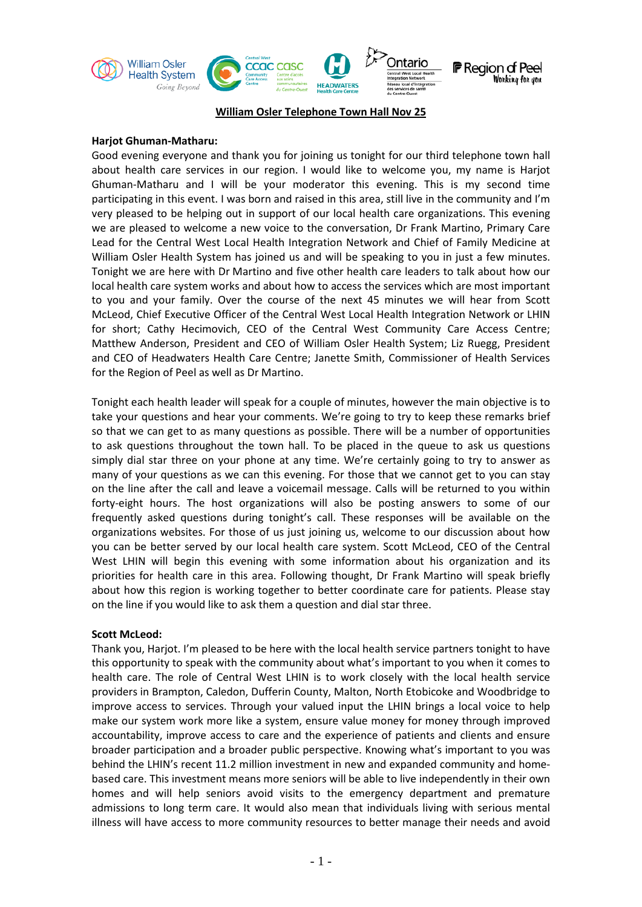# William Osler Telephone Town Hall Nov 25

**Harjot Ghuman-Matharu:**

Good evening everyone and thank you for joining us tonight for our third telephone town hall about health care services in our region. I would like to welcome you, my name is Harjot Ghuman-Matharu and I will be your moderator this evening. This is my second time participating in this event. I was born and raised in this area, still live in the community and I'm very pleased to be helping out in support of our local health care organizations. This evening we are pleased to welcome a new voice to the conversation, Dr Frank Martino, Primary Care Lead for the Central West Local Health Integration Network and Chief of Family Medicine at William Osler Health System has joined us and will be speaking to you in just a few minutes. Tonight we are here with Dr Martino and five other health care leaders to talk about how our local health care system works and about how to access the services which are most important to you and your family. Over the course of the next 45 minutes we will hear from Scott McLeod, Chief Executive Officer of the Central West Local Health Integration Network or LHIN for short; Cathy Hecimovich, CEO of the Central West Community Care Access Centre; Matthew Anderson, President and CEO of William Osler Health System; Liz Ruegg, President and CEO of Headwaters Health Care Centre; Janette Smith, Commissioner of Health Services for the Region of Peel as well as Dr Martino.

Tonight each health leader will speak for a couple of minutes, however the main objective is to take your questions and hear your comments. We're going to try to keep these remarks brief so that we can get to as many questions as possible. There will be a number of opportunities to ask questions throughout the town hall. To be placed in the queue to ask us questions simply dial star three on your phone at any time. We're certainly going to try to answer as many of your questions as we can this evening. For those that we cannot get to you can stay on the line after the call and leave a voicemail message. Calls will be returned to you within forty-eight hours. The host organizations will also be posting answers to some of our frequently asked questions during tonight's call. These responses will be available on the organizations websites. For those of us just joining us, welcome to our discussion about how you can be better served by our local health care system. Scott McLeod, CEO of the Central West LHIN will begin this evening with some information about his organization and its priorities for health care in this area. Following thought, Dr Frank Martino will speak briefly about how this region is working together to better coordinate care for patients. Please stay on the line if you would like to ask them a question and dial star three.

**Scott McLeod:**

Thank you, Harjot. I'm pleased to be here with the local health service partners tonight to have this opportunity to speak with the community about what's important to you when it comes to health care. The role of Central West LHIN is to work closely with the local health service providers in Brampton, Caledon, Dufferin County, Malton, North Etobicoke and Woodbridge to improve access to services. Through your valued input the LHIN brings a local voice to help make our system work more like a system, ensure value money for money through improved accountability, improve access to care and the experience of patients and clients and ensure broader participation and a broader public perspective. Knowing what's important to you was behind the LHIN's recent 11.2 million investment in new and expanded community and home-based care. This investment means more seniors will be able to live independently in their own homes and will help seniors avoid visits to the emergency department and premature admissions to long term care. It would also mean that individuals living with serious mental illness will have access to more community resources to better manage their needs and avoid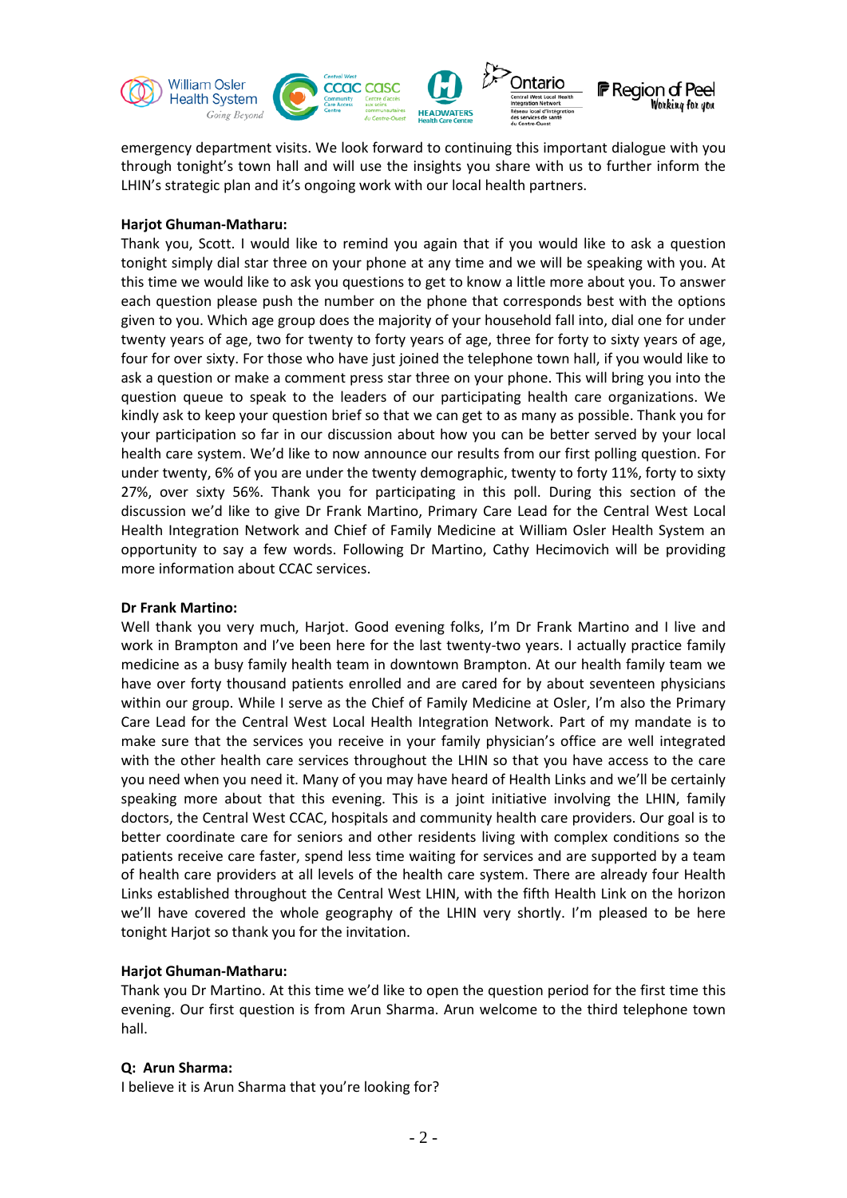emergency department visits. We look forward to continuing this important dialogue with you through tonight's town hall and will use the insights you share with us to further inform the LHIN's strategic plan and it's ongoing work with our local health partners.

**Harjot Ghuman-Matharu:**

Thank you, Scott. I would like to remind you again that if you would like to ask a question tonight simply dial star three on your phone at any time and we will be speaking with you. At this time we would like to ask you questions to get to know a little more about you. To answer each question please push the number on the phone that corresponds best with the options given to you. Which age group does the majority of your household fall into, dial one for under twenty years of age, two for twenty to forty years of age, three for forty to sixty years of age, four for over sixty. For those who have just joined the telephone town hall, if you would like to ask a question or make a comment press star three on your phone. This will bring you into the question queue to speak to the leaders of our participating health care organizations. We kindly ask to keep your question brief so that we can get to as many as possible. Thank you for your participation so far in our discussion about how you can be better served by your local health care system. We'd like to now announce our results from our first polling question. For under twenty, 6% of you are under the twenty demographic, twenty to forty 11%, forty to sixty 27%, over sixty 56%. Thank you for participating in this poll. During this section of the discussion we'd like to give Dr Frank Martino, Primary Care Lead for the Central West Local Health Integration Network and Chief of Family Medicine at William Osler Health System an opportunity to say a few words. Following Dr Martino, Cathy Hecimovich will be providing more information about CCAC services.

**Dr Frank Martino:**

Well thank you very much, Harjot. Good evening folks, I'm Dr Frank Martino and I live and work in Brampton and I've been here for the last twenty-two years. I actually practice family medicine as a busy family health team in downtown Brampton. At our health family team we have over forty thousand patients enrolled and are cared for by about seventeen physicians within our group. While I serve as the Chief of Family Medicine at Osler, I'm also the Primary Care Lead for the Central West Local Health Integration Network. Part of my mandate is to make sure that the services you receive in your family physician's office are well integrated with the other health care services throughout the LHIN so that you have access to the care you need when you need it. Many of you may have heard of Health Links and we'll be certainly speaking more about that this evening. This is a joint initiative involving the LHIN, family doctors, the Central West CCAC, hospitals and community health care providers. Our goal is to better coordinate care for seniors and other residents living with complex conditions so the patients receive care faster, spend less time waiting for services and are supported by a team of health care providers at all levels of the health care system. There are already four Health Links established throughout the Central West LHIN, with the fifth Health Link on the horizon we'll have covered the whole geography of the LHIN very shortly. I'm pleased to be here tonight Harjot so thank you for the invitation.

**Harjot Ghuman-Matharu:**

Thank you Dr Martino. At this time we'd like to open the question period for the first time this evening. Our first question is from Arun Sharma. Arun welcome to the third telephone town hall.

**Q: Arun Sharma:**

I believe it is Arun Sharma that you're looking for?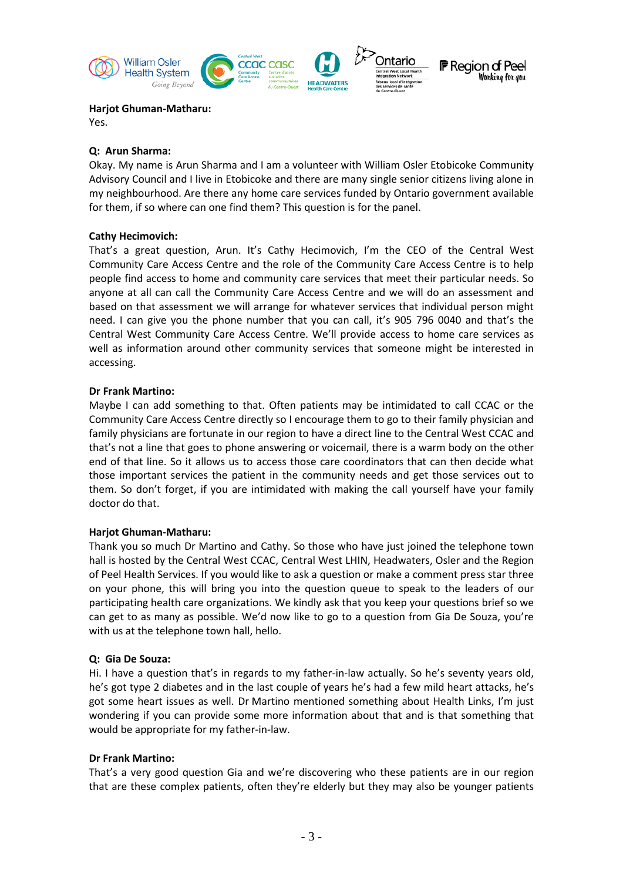**Harjot Ghuman-Matharu:**
Yes.

**Q: Arun Sharma:**
Okay. My name is Arun Sharma and I am a volunteer with William Osler Etobicoke Community Advisory Council and I live in Etobicoke and there are many single senior citizens living alone in my neighbourhood. Are there any home care services funded by Ontario government available for them, if so where can one find them? This question is for the panel.

**Cathy Hecimovich:**
That's a great question, Arun. It's Cathy Hecimovich, I'm the CEO of the Central West Community Care Access Centre and the role of the Community Care Access Centre is to help people find access to home and community care services that meet their particular needs. So anyone at all can call the Community Care Access Centre and we will do an assessment and based on that assessment we will arrange for whatever services that individual person might need. I can give you the phone number that you can call, it's 905 796 0040 and that's the Central West Community Care Access Centre. We'll provide access to home care services as well as information around other community services that someone might be interested in accessing.

**Dr Frank Martino:**
Maybe I can add something to that. Often patients may be intimidated to call CCAC or the Community Care Access Centre directly so I encourage them to go to their family physician and family physicians are fortunate in our region to have a direct line to the Central West CCAC and that's not a line that goes to phone answering or voicemail, there is a warm body on the other end of that line. So it allows us to access those care coordinators that can then decide what those important services the patient in the community needs and get those services out to them. So don't forget, if you are intimidated with making the call yourself have your family doctor do that.

**Harjot Ghuman-Matharu:**
Thank you so much Dr Martino and Cathy. So those who have just joined the telephone town hall is hosted by the Central West CCAC, Central West LHIN, Headwaters, Osler and the Region of Peel Health Services. If you would like to ask a question or make a comment press star three on your phone, this will bring you into the question queue to speak to the leaders of our participating health care organizations. We kindly ask that you keep your questions brief so we can get to as many as possible. We'd now like to go to a question from Gia De Souza, you're with us at the telephone town hall, hello.

**Q: Gia De Souza:**
Hi. I have a question that's in regards to my father-in-law actually. So he's seventy years old, he's got type 2 diabetes and in the last couple of years he's had a few mild heart attacks, he's got some heart issues as well. Dr Martino mentioned something about Health Links, I'm just wondering if you can provide some more information about that and is that something that would be appropriate for my father-in-law.

**Dr Frank Martino:**
That's a very good question Gia and we're discovering who these patients are in our region that are these complex patients, often they're elderly but they may also be younger patients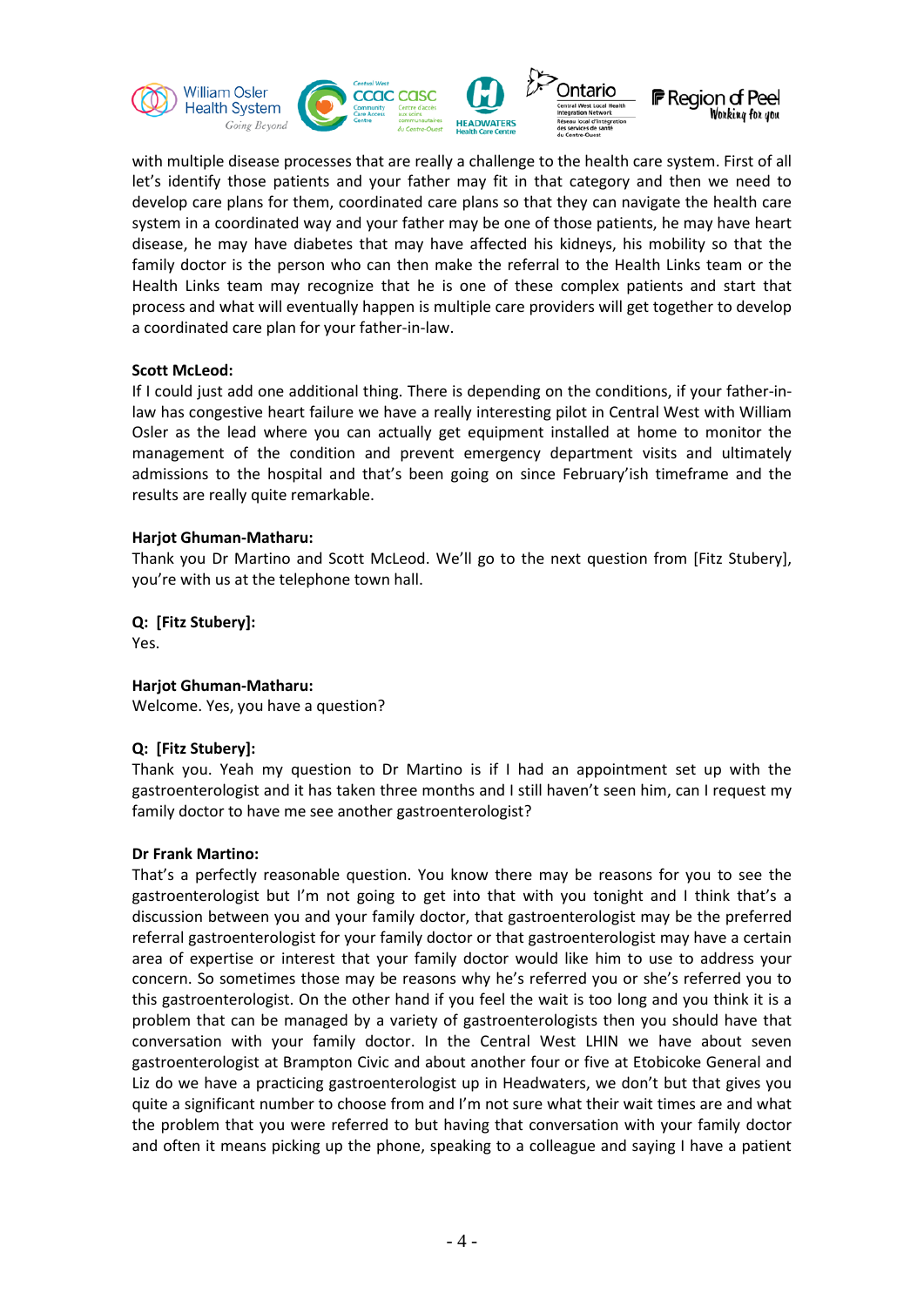with multiple disease processes that are really a challenge to the health care system. First of all let's identify those patients and your father may fit in that category and then we need to develop care plans for them, coordinated care plans so that they can navigate the health care system in a coordinated way and your father may be one of those patients, he may have heart disease, he may have diabetes that may have affected his kidneys, his mobility so that the family doctor is the person who can then make the referral to the Health Links team or the Health Links team may recognize that he is one of these complex patients and start that process and what will eventually happen is multiple care providers will get together to develop a coordinated care plan for your father-in-law.

**Scott McLeod:**
If I could just add one additional thing. There is depending on the conditions, if your father-in-law has congestive heart failure we have a really interesting pilot in Central West with William Osler as the lead where you can actually get equipment installed at home to monitor the management of the condition and prevent emergency department visits and ultimately admissions to the hospital and that's been going on since February'ish timeframe and the results are really quite remarkable.

**Harjot Ghuman-Matharu:**
Thank you Dr Martino and Scott McLeod. We'll go to the next question from [Fitz Stubery], you're with us at the telephone town hall.

**Q: [Fitz Stubery]:**
Yes.

**Harjot Ghuman-Matharu:**
Welcome. Yes, you have a question?

**Q: [Fitz Stubery]:**
Thank you. Yeah my question to Dr Martino is if I had an appointment set up with the gastroenterologist and it has taken three months and I still haven't seen him, can I request my family doctor to have me see another gastroenterologist?

**Dr Frank Martino:**
That's a perfectly reasonable question. You know there may be reasons for you to see the gastroenterologist but I'm not going to get into that with you tonight and I think that's a discussion between you and your family doctor, that gastroenterologist may be the preferred referral gastroenterologist for your family doctor or that gastroenterologist may have a certain area of expertise or interest that your family doctor would like him to use to address your concern. So sometimes those may be reasons why he's referred you or she's referred you to this gastroenterologist. On the other hand if you feel the wait is too long and you think it is a problem that can be managed by a variety of gastroenterologists then you should have that conversation with your family doctor. In the Central West LHIN we have about seven gastroenterologist at Brampton Civic and about another four or five at Etobicoke General and Liz do we have a practicing gastroenterologist up in Headwaters, we don't but that gives you quite a significant number to choose from and I'm not sure what their wait times are and what the problem that you were referred to but having that conversation with your family doctor and often it means picking up the phone, speaking to a colleague and saying I have a patient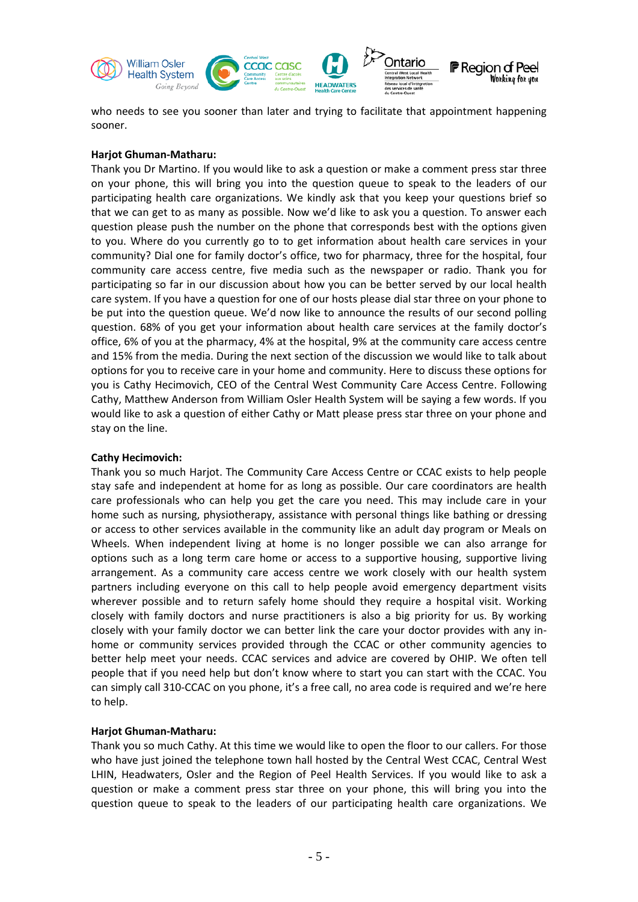who needs to see you sooner than later and trying to facilitate that appointment happening sooner.

**Harjot Ghuman-Matharu:**
Thank you Dr Martino. If you would like to ask a question or make a comment press star three on your phone, this will bring you into the question queue to speak to the leaders of our participating health care organizations. We kindly ask that you keep your questions brief so that we can get to as many as possible. Now we'd like to ask you a question. To answer each question please push the number on the phone that corresponds best with the options given to you. Where do you currently go to to get information about health care services in your community? Dial one for family doctor's office, two for pharmacy, three for the hospital, four community care access centre, five media such as the newspaper or radio. Thank you for participating so far in our discussion about how you can be better served by our local health care system. If you have a question for one of our hosts please dial star three on your phone to be put into the question queue. We'd now like to announce the results of our second polling question. 68% of you get your information about health care services at the family doctor's office, 6% of you at the pharmacy, 4% at the hospital, 9% at the community care access centre and 15% from the media. During the next section of the discussion we would like to talk about options for you to receive care in your home and community. Here to discuss these options for you is Cathy Hecimovich, CEO of the Central West Community Care Access Centre. Following Cathy, Matthew Anderson from William Osler Health System will be saying a few words. If you would like to ask a question of either Cathy or Matt please press star three on your phone and stay on the line.

**Cathy Hecimovich:**
Thank you so much Harjot. The Community Care Access Centre or CCAC exists to help people stay safe and independent at home for as long as possible. Our care coordinators are health care professionals who can help you get the care you need. This may include care in your home such as nursing, physiotherapy, assistance with personal things like bathing or dressing or access to other services available in the community like an adult day program or Meals on Wheels. When independent living at home is no longer possible we can also arrange for options such as a long term care home or access to a supportive housing, supportive living arrangement. As a community care access centre we work closely with our health system partners including everyone on this call to help people avoid emergency department visits wherever possible and to return safely home should they require a hospital visit. Working closely with family doctors and nurse practitioners is also a big priority for us. By working closely with your family doctor we can better link the care your doctor provides with any in-home or community services provided through the CCAC or other community agencies to better help meet your needs. CCAC services and advice are covered by OHIP. We often tell people that if you need help but don't know where to start you can start with the CCAC. You can simply call 310-CCAC on you phone, it's a free call, no area code is required and we're here to help.

**Harjot Ghuman-Matharu:**
Thank you so much Cathy. At this time we would like to open the floor to our callers. For those who have just joined the telephone town hall hosted by the Central West CCAC, Central West LHIN, Headwaters, Osler and the Region of Peel Health Services. If you would like to ask a question or make a comment press star three on your phone, this will bring you into the question queue to speak to the leaders of our participating health care organizations. We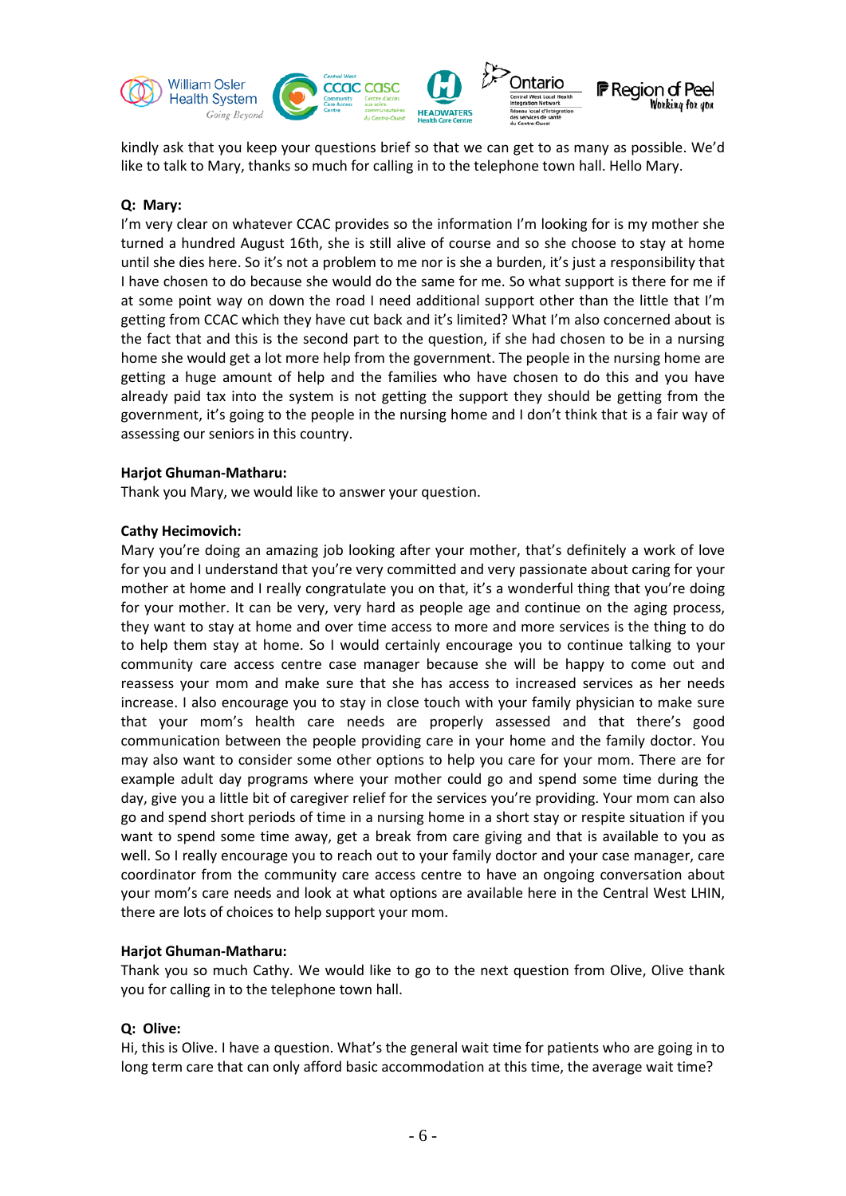kindly ask that you keep your questions brief so that we can get to as many as possible. We'd like to talk to Mary, thanks so much for calling in to the telephone town hall. Hello Mary.

**Q: Mary:**

I'm very clear on whatever CCAC provides so the information I'm looking for is my mother she turned a hundred August 16th, she is still alive of course and so she choose to stay at home until she dies here. So it's not a problem to me nor is she a burden, it's just a responsibility that I have chosen to do because she would do the same for me. So what support is there for me if at some point way on down the road I need additional support other than the little that I'm getting from CCAC which they have cut back and it's limited? What I'm also concerned about is the fact that and this is the second part to the question, if she had chosen to be in a nursing home she would get a lot more help from the government. The people in the nursing home are getting a huge amount of help and the families who have chosen to do this and you have already paid tax into the system is not getting the support they should be getting from the government, it's going to the people in the nursing home and I don't think that is a fair way of assessing our seniors in this country.

**Harjot Ghuman-Matharu:**

Thank you Mary, we would like to answer your question.

**Cathy Hecimovich:**

Mary you're doing an amazing job looking after your mother, that's definitely a work of love for you and I understand that you're very committed and very passionate about caring for your mother at home and I really congratulate you on that, it's a wonderful thing that you're doing for your mother. It can be very, very hard as people age and continue on the aging process, they want to stay at home and over time access to more and more services is the thing to do to help them stay at home. So I would certainly encourage you to continue talking to your community care access centre case manager because she will be happy to come out and reassess your mom and make sure that she has access to increased services as her needs increase. I also encourage you to stay in close touch with your family physician to make sure that your mom's health care needs are properly assessed and that there's good communication between the people providing care in your home and the family doctor. You may also want to consider some other options to help you care for your mom. There are for example adult day programs where your mother could go and spend some time during the day, give you a little bit of caregiver relief for the services you're providing. Your mom can also go and spend short periods of time in a nursing home in a short stay or respite situation if you want to spend some time away, get a break from care giving and that is available to you as well. So I really encourage you to reach out to your family doctor and your case manager, care coordinator from the community care access centre to have an ongoing conversation about your mom's care needs and look at what options are available here in the Central West LHIN, there are lots of choices to help support your mom.

**Harjot Ghuman-Matharu:**

Thank you so much Cathy. We would like to go to the next question from Olive, Olive thank you for calling in to the telephone town hall.

**Q: Olive:**

Hi, this is Olive. I have a question. What's the general wait time for patients who are going in to long term care that can only afford basic accommodation at this time, the average wait time?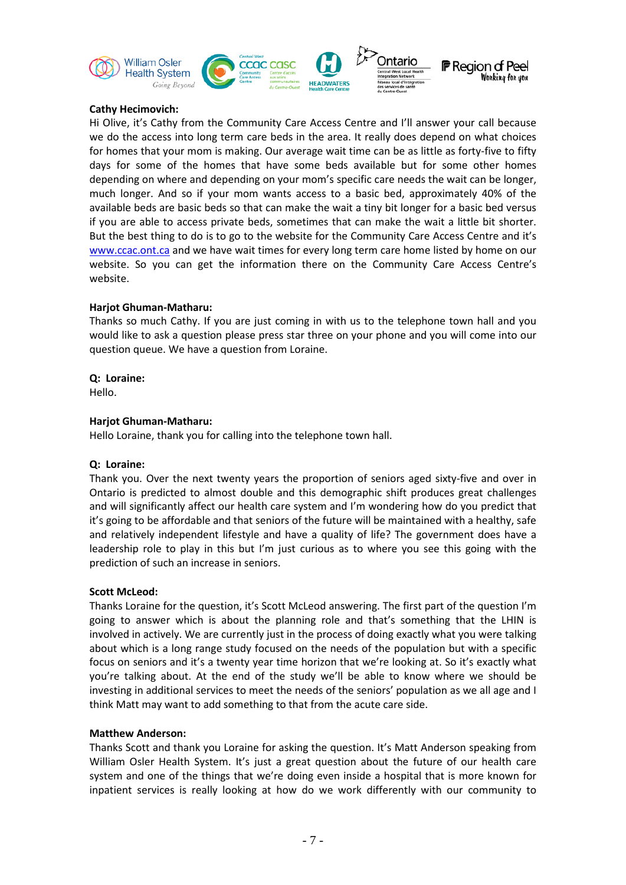**Cathy Hecimovich:**
Hi Olive, it's Cathy from the Community Care Access Centre and I'll answer your call because we do the access into long term care beds in the area. It really does depend on what choices for homes that your mom is making. Our average wait time can be as little as forty-five to fifty days for some of the homes that have some beds available but for some other homes depending on where and depending on your mom's specific care needs the wait can be longer, much longer. And so if your mom wants access to a basic bed, approximately 40% of the available beds are basic beds so that can make the wait a tiny bit longer for a basic bed versus if you are able to access private beds, sometimes that can make the wait a little bit shorter. But the best thing to do is to go to the website for the Community Care Access Centre and it's www.ccac.ont.ca and we have wait times for every long term care home listed by home on our website. So you can get the information there on the Community Care Access Centre's website.

**Harjot Ghuman-Matharu:**
Thanks so much Cathy. If you are just coming in with us to the telephone town hall and you would like to ask a question please press star three on your phone and you will come into our question queue. We have a question from Loraine.

**Q: Loraine:**
Hello.

**Harjot Ghuman-Matharu:**
Hello Loraine, thank you for calling into the telephone town hall.

**Q: Loraine:**
Thank you. Over the next twenty years the proportion of seniors aged sixty-five and over in Ontario is predicted to almost double and this demographic shift produces great challenges and will significantly affect our health care system and I'm wondering how do you predict that it's going to be affordable and that seniors of the future will be maintained with a healthy, safe and relatively independent lifestyle and have a quality of life? The government does have a leadership role to play in this but I'm just curious as to where you see this going with the prediction of such an increase in seniors.

**Scott McLeod:**
Thanks Loraine for the question, it's Scott McLeod answering. The first part of the question I'm going to answer which is about the planning role and that's something that the LHIN is involved in actively. We are currently just in the process of doing exactly what you were talking about which is a long range study focused on the needs of the population but with a specific focus on seniors and it's a twenty year time horizon that we're looking at. So it's exactly what you're talking about. At the end of the study we'll be able to know where we should be investing in additional services to meet the needs of the seniors' population as we all age and I think Matt may want to add something to that from the acute care side.

**Matthew Anderson:**
Thanks Scott and thank you Loraine for asking the question. It's Matt Anderson speaking from William Osler Health System. It's just a great question about the future of our health care system and one of the things that we're doing even inside a hospital that is more known for inpatient services is really looking at how do we work differently with our community to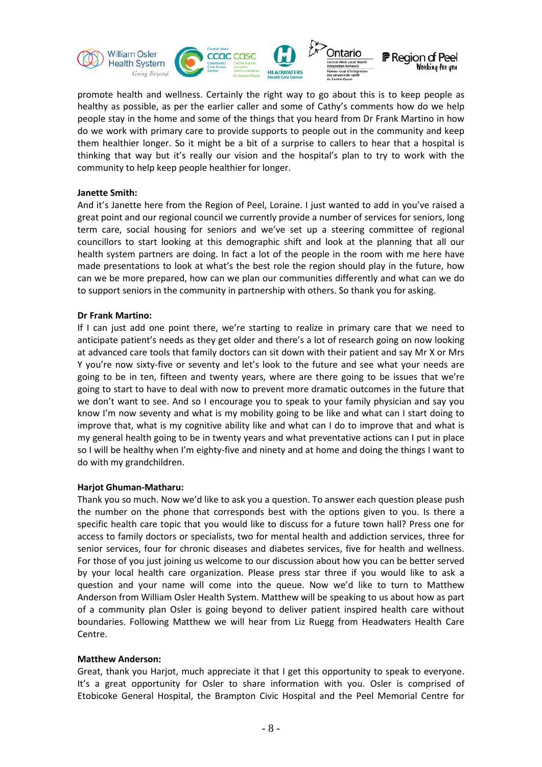promote health and wellness. Certainly the right way to go about this is to keep people as healthy as possible, as per the earlier caller and some of Cathy's comments how do we help people stay in the home and some of the things that you heard from Dr Frank Martino in how do we work with primary care to provide supports to people out in the community and keep them healthier longer. So it might be a bit of a surprise to callers to hear that a hospital is thinking that way but it's really our vision and the hospital's plan to try to work with the community to help keep people healthier for longer.

**Janette Smith:**
And it's Janette here from the Region of Peel, Loraine. I just wanted to add in you've raised a great point and our regional council we currently provide a number of services for seniors, long term care, social housing for seniors and we've set up a steering committee of regional councillors to start looking at this demographic shift and look at the planning that all our health system partners are doing. In fact a lot of the people in the room with me here have made presentations to look at what's the best role the region should play in the future, how can we be more prepared, how can we plan our communities differently and what can we do to support seniors in the community in partnership with others. So thank you for asking.

**Dr Frank Martino:**
If I can just add one point there, we're starting to realize in primary care that we need to anticipate patient's needs as they get older and there's a lot of research going on now looking at advanced care tools that family doctors can sit down with their patient and say Mr X or Mrs Y you're now sixty-five or seventy and let's look to the future and see what your needs are going to be in ten, fifteen and twenty years, where are there going to be issues that we're going to start to have to deal with now to prevent more dramatic outcomes in the future that we don't want to see. And so I encourage you to speak to your family physician and say you know I'm now seventy and what is my mobility going to be like and what can I start doing to improve that, what is my cognitive ability like and what can I do to improve that and what is my general health going to be in twenty years and what preventative actions can I put in place so I will be healthy when I'm eighty-five and ninety and at home and doing the things I want to do with my grandchildren.

**Harjot Ghuman-Matharu:**
Thank you so much. Now we'd like to ask you a question. To answer each question please push the number on the phone that corresponds best with the options given to you. Is there a specific health care topic that you would like to discuss for a future town hall? Press one for access to family doctors or specialists, two for mental health and addiction services, three for senior services, four for chronic diseases and diabetes services, five for health and wellness. For those of you just joining us welcome to our discussion about how you can be better served by your local health care organization. Please press star three if you would like to ask a question and your name will come into the queue. Now we'd like to turn to Matthew Anderson from William Osler Health System. Matthew will be speaking to us about how as part of a community plan Osler is going beyond to deliver patient inspired health care without boundaries. Following Matthew we will hear from Liz Ruegg from Headwaters Health Care Centre.

**Matthew Anderson:**
Great, thank you Harjot, much appreciate it that I get this opportunity to speak to everyone. It's a great opportunity for Osler to share information with you. Osler is comprised of Etobicoke General Hospital, the Brampton Civic Hospital and the Peel Memorial Centre for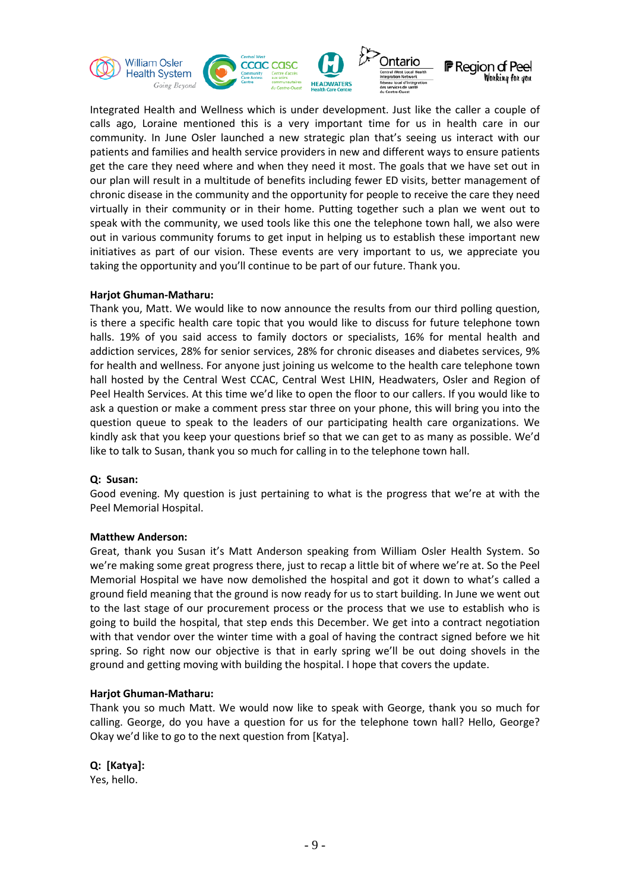Integrated Health and Wellness which is under development. Just like the caller a couple of calls ago, Loraine mentioned this is a very important time for us in health care in our community. In June Osler launched a new strategic plan that's seeing us interact with our patients and families and health service providers in new and different ways to ensure patients get the care they need where and when they need it most. The goals that we have set out in our plan will result in a multitude of benefits including fewer ED visits, better management of chronic disease in the community and the opportunity for people to receive the care they need virtually in their community or in their home. Putting together such a plan we went out to speak with the community, we used tools like this one the telephone town hall, we also were out in various community forums to get input in helping us to establish these important new initiatives as part of our vision. These events are very important to us, we appreciate you taking the opportunity and you'll continue to be part of our future. Thank you.

**Harjot Ghuman-Matharu:**
Thank you, Matt. We would like to now announce the results from our third polling question, is there a specific health care topic that you would like to discuss for future telephone town halls. 19% of you said access to family doctors or specialists, 16% for mental health and addiction services, 28% for senior services, 28% for chronic diseases and diabetes services, 9% for health and wellness. For anyone just joining us welcome to the health care telephone town hall hosted by the Central West CCAC, Central West LHIN, Headwaters, Osler and Region of Peel Health Services. At this time we'd like to open the floor to our callers. If you would like to ask a question or make a comment press star three on your phone, this will bring you into the question queue to speak to the leaders of our participating health care organizations. We kindly ask that you keep your questions brief so that we can get to as many as possible. We'd like to talk to Susan, thank you so much for calling in to the telephone town hall.

**Q: Susan:**
Good evening. My question is just pertaining to what is the progress that we're at with the Peel Memorial Hospital.

**Matthew Anderson:**
Great, thank you Susan it's Matt Anderson speaking from William Osler Health System. So we're making some great progress there, just to recap a little bit of where we're at. So the Peel Memorial Hospital we have now demolished the hospital and got it down to what's called a ground field meaning that the ground is now ready for us to start building. In June we went out to the last stage of our procurement process or the process that we use to establish who is going to build the hospital, that step ends this December. We get into a contract negotiation with that vendor over the winter time with a goal of having the contract signed before we hit spring. So right now our objective is that in early spring we'll be out doing shovels in the ground and getting moving with building the hospital. I hope that covers the update.

**Harjot Ghuman-Matharu:**
Thank you so much Matt. We would now like to speak with George, thank you so much for calling. George, do you have a question for us for the telephone town hall? Hello, George? Okay we'd like to go to the next question from [Katya].

**Q: [Katya]:**
Yes, hello.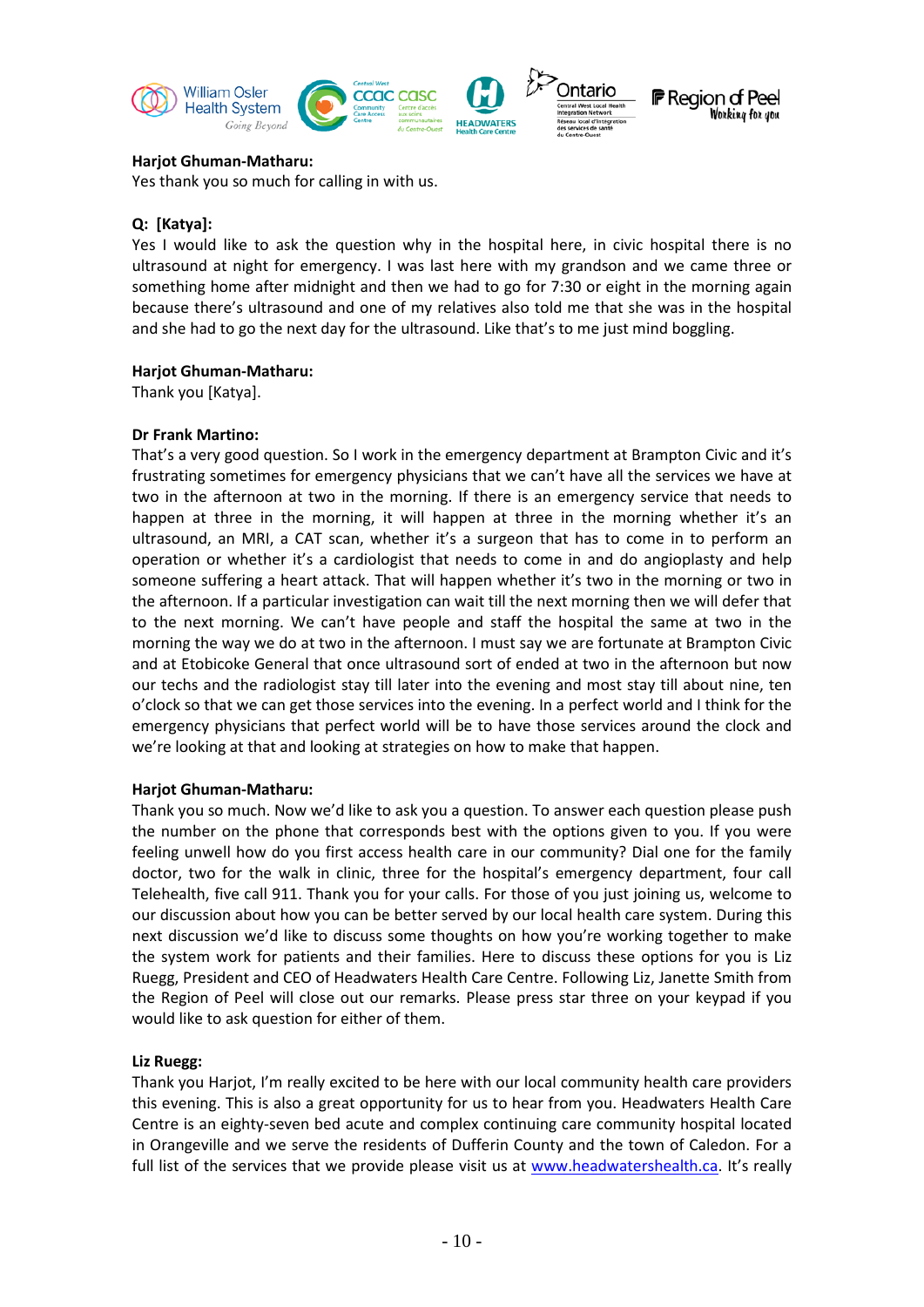**Harjot Ghuman-Matharu:**
Yes thank you so much for calling in with us.

**Q: [Katya]:**
Yes I would like to ask the question why in the hospital here, in civic hospital there is no ultrasound at night for emergency. I was last here with my grandson and we came three or something home after midnight and then we had to go for 7:30 or eight in the morning again because there's ultrasound and one of my relatives also told me that she was in the hospital and she had to go the next day for the ultrasound. Like that's to me just mind boggling.

**Harjot Ghuman-Matharu:**
Thank you [Katya].

**Dr Frank Martino:**
That's a very good question. So I work in the emergency department at Brampton Civic and it's frustrating sometimes for emergency physicians that we can't have all the services we have at two in the afternoon at two in the morning. If there is an emergency service that needs to happen at three in the morning, it will happen at three in the morning whether it's an ultrasound, an MRI, a CAT scan, whether it's a surgeon that has to come in to perform an operation or whether it's a cardiologist that needs to come in and do angioplasty and help someone suffering a heart attack. That will happen whether it's two in the morning or two in the afternoon. If a particular investigation can wait till the next morning then we will defer that to the next morning. We can't have people and staff the hospital the same at two in the morning the way we do at two in the afternoon. I must say we are fortunate at Brampton Civic and at Etobicoke General that once ultrasound sort of ended at two in the afternoon but now our techs and the radiologist stay till later into the evening and most stay till about nine, ten o'clock so that we can get those services into the evening. In a perfect world and I think for the emergency physicians that perfect world will be to have those services around the clock and we're looking at that and looking at strategies on how to make that happen.

**Harjot Ghuman-Matharu:**
Thank you so much. Now we'd like to ask you a question. To answer each question please push the number on the phone that corresponds best with the options given to you. If you were feeling unwell how do you first access health care in our community? Dial one for the family doctor, two for the walk in clinic, three for the hospital's emergency department, four call Telehealth, five call 911. Thank you for your calls. For those of you just joining us, welcome to our discussion about how you can be better served by our local health care system. During this next discussion we'd like to discuss some thoughts on how you're working together to make the system work for patients and their families. Here to discuss these options for you is Liz Ruegg, President and CEO of Headwaters Health Care Centre. Following Liz, Janette Smith from the Region of Peel will close out our remarks. Please press star three on your keypad if you would like to ask question for either of them.

**Liz Ruegg:**
Thank you Harjot, I'm really excited to be here with our local community health care providers this evening. This is also a great opportunity for us to hear from you. Headwaters Health Care Centre is an eighty-seven bed acute and complex continuing care community hospital located in Orangeville and we serve the residents of Dufferin County and the town of Caledon. For a full list of the services that we provide please visit us at www.headwatershealth.ca. It's really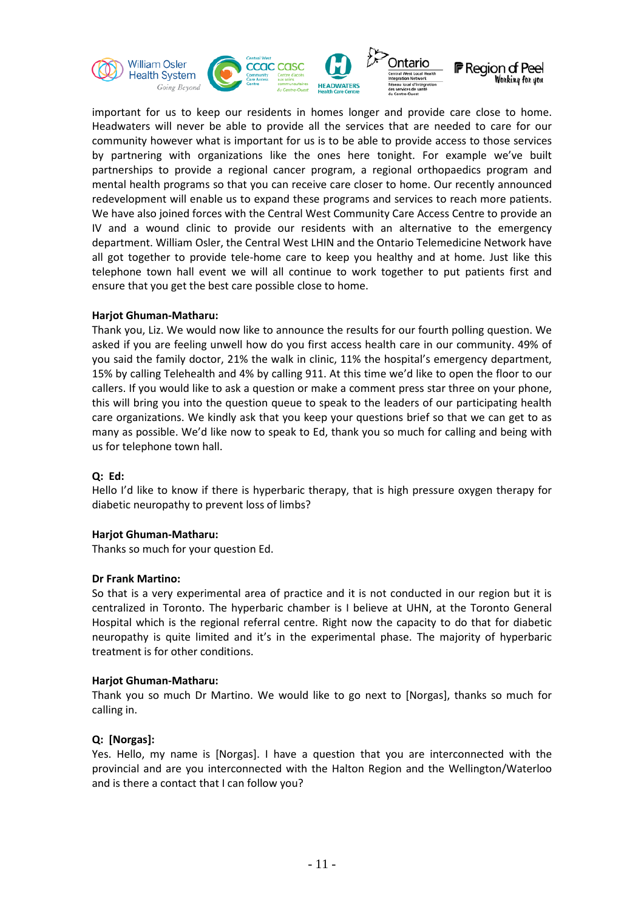important for us to keep our residents in homes longer and provide care close to home. Headwaters will never be able to provide all the services that are needed to care for our community however what is important for us is to be able to provide access to those services by partnering with organizations like the ones here tonight. For example we've built partnerships to provide a regional cancer program, a regional orthopaedics program and mental health programs so that you can receive care closer to home. Our recently announced redevelopment will enable us to expand these programs and services to reach more patients. We have also joined forces with the Central West Community Care Access Centre to provide an IV and a wound clinic to provide our residents with an alternative to the emergency department. William Osler, the Central West LHIN and the Ontario Telemedicine Network have all got together to provide tele-home care to keep you healthy and at home. Just like this telephone town hall event we will all continue to work together to put patients first and ensure that you get the best care possible close to home.

**Harjot Ghuman-Matharu:**
Thank you, Liz. We would now like to announce the results for our fourth polling question. We asked if you are feeling unwell how do you first access health care in our community. 49% of you said the family doctor, 21% the walk in clinic, 11% the hospital's emergency department, 15% by calling Telehealth and 4% by calling 911. At this time we'd like to open the floor to our callers. If you would like to ask a question or make a comment press star three on your phone, this will bring you into the question queue to speak to the leaders of our participating health care organizations. We kindly ask that you keep your questions brief so that we can get to as many as possible. We'd like now to speak to Ed, thank you so much for calling and being with us for telephone town hall.

**Q: Ed:**
Hello I'd like to know if there is hyperbaric therapy, that is high pressure oxygen therapy for diabetic neuropathy to prevent loss of limbs?

**Harjot Ghuman-Matharu:**
Thanks so much for your question Ed.

**Dr Frank Martino:**
So that is a very experimental area of practice and it is not conducted in our region but it is centralized in Toronto. The hyperbaric chamber is I believe at UHN, at the Toronto General Hospital which is the regional referral centre. Right now the capacity to do that for diabetic neuropathy is quite limited and it's in the experimental phase. The majority of hyperbaric treatment is for other conditions.

**Harjot Ghuman-Matharu:**
Thank you so much Dr Martino. We would like to go next to [Norgas], thanks so much for calling in.

**Q: [Norgas]:**
Yes. Hello, my name is [Norgas]. I have a question that you are interconnected with the provincial and are you interconnected with the Halton Region and the Wellington/Waterloo and is there a contact that I can follow you?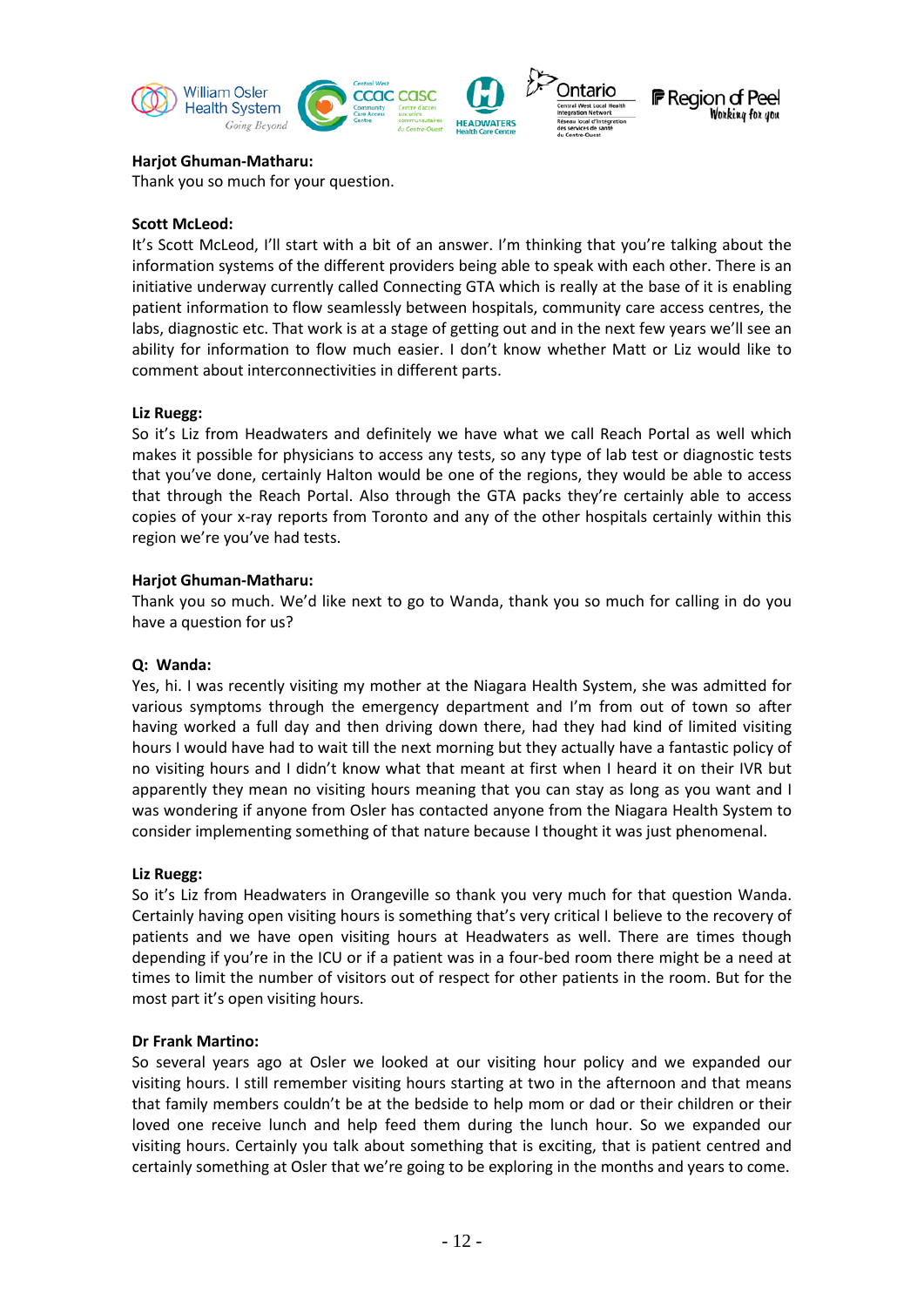**Harjot Ghuman-Matharu:**
Thank you so much for your question.

**Scott McLeod:**
It's Scott McLeod, I'll start with a bit of an answer. I'm thinking that you're talking about the information systems of the different providers being able to speak with each other. There is an initiative underway currently called Connecting GTA which is really at the base of it is enabling patient information to flow seamlessly between hospitals, community care access centres, the labs, diagnostic etc. That work is at a stage of getting out and in the next few years we'll see an ability for information to flow much easier. I don't know whether Matt or Liz would like to comment about interconnectivities in different parts.

**Liz Ruegg:**
So it's Liz from Headwaters and definitely we have what we call Reach Portal as well which makes it possible for physicians to access any tests, so any type of lab test or diagnostic tests that you've done, certainly Halton would be one of the regions, they would be able to access that through the Reach Portal. Also through the GTA packs they're certainly able to access copies of your x-ray reports from Toronto and any of the other hospitals certainly within this region we're you've had tests.

**Harjot Ghuman-Matharu:**
Thank you so much. We'd like next to go to Wanda, thank you so much for calling in do you have a question for us?

**Q: Wanda:**
Yes, hi. I was recently visiting my mother at the Niagara Health System, she was admitted for various symptoms through the emergency department and I'm from out of town so after having worked a full day and then driving down there, had they had kind of limited visiting hours I would have had to wait till the next morning but they actually have a fantastic policy of no visiting hours and I didn't know what that meant at first when I heard it on their IVR but apparently they mean no visiting hours meaning that you can stay as long as you want and I was wondering if anyone from Osler has contacted anyone from the Niagara Health System to consider implementing something of that nature because I thought it was just phenomenal.

**Liz Ruegg:**
So it's Liz from Headwaters in Orangeville so thank you very much for that question Wanda. Certainly having open visiting hours is something that's very critical I believe to the recovery of patients and we have open visiting hours at Headwaters as well. There are times though depending if you're in the ICU or if a patient was in a four-bed room there might be a need at times to limit the number of visitors out of respect for other patients in the room. But for the most part it's open visiting hours.

**Dr Frank Martino:**
So several years ago at Osler we looked at our visiting hour policy and we expanded our visiting hours. I still remember visiting hours starting at two in the afternoon and that means that family members couldn't be at the bedside to help mom or dad or their children or their loved one receive lunch and help feed them during the lunch hour. So we expanded our visiting hours. Certainly you talk about something that is exciting, that is patient centred and certainly something at Osler that we're going to be exploring in the months and years to come.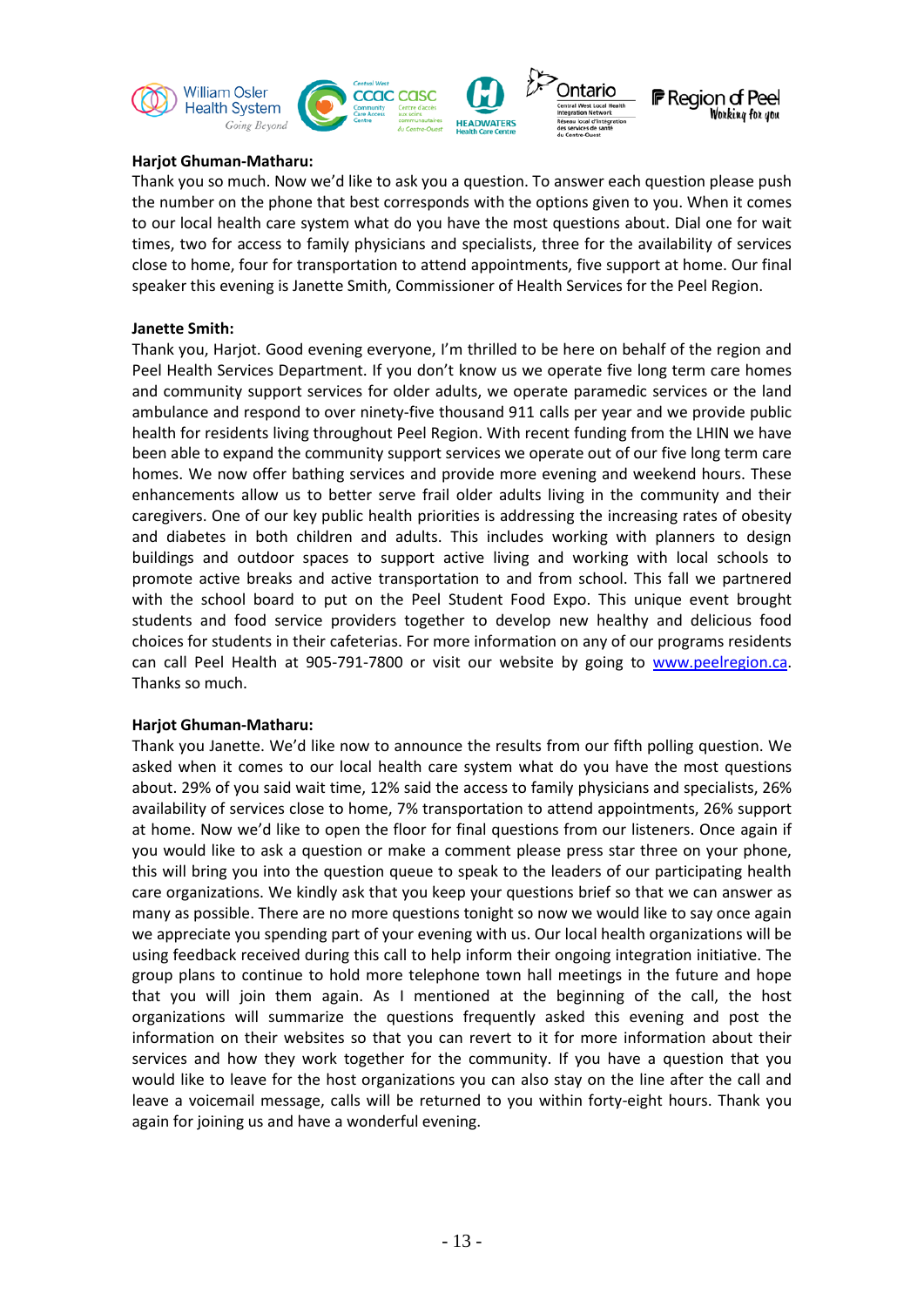**Harjot Ghuman-Matharu:**
Thank you so much. Now we'd like to ask you a question. To answer each question please push the number on the phone that best corresponds with the options given to you. When it comes to our local health care system what do you have the most questions about. Dial one for wait times, two for access to family physicians and specialists, three for the availability of services close to home, four for transportation to attend appointments, five support at home. Our final speaker this evening is Janette Smith, Commissioner of Health Services for the Peel Region.

**Janette Smith:**
Thank you, Harjot. Good evening everyone, I'm thrilled to be here on behalf of the region and Peel Health Services Department. If you don't know us we operate five long term care homes and community support services for older adults, we operate paramedic services or the land ambulance and respond to over ninety-five thousand 911 calls per year and we provide public health for residents living throughout Peel Region. With recent funding from the LHIN we have been able to expand the community support services we operate out of our five long term care homes. We now offer bathing services and provide more evening and weekend hours. These enhancements allow us to better serve frail older adults living in the community and their caregivers. One of our key public health priorities is addressing the increasing rates of obesity and diabetes in both children and adults. This includes working with planners to design buildings and outdoor spaces to support active living and working with local schools to promote active breaks and active transportation to and from school. This fall we partnered with the school board to put on the Peel Student Food Expo. This unique event brought students and food service providers together to develop new healthy and delicious food choices for students in their cafeterias. For more information on any of our programs residents can call Peel Health at 905-791-7800 or visit our website by going to www.peelregion.ca. Thanks so much.

**Harjot Ghuman-Matharu:**
Thank you Janette. We'd like now to announce the results from our fifth polling question. We asked when it comes to our local health care system what do you have the most questions about. 29% of you said wait time, 12% said the access to family physicians and specialists, 26% availability of services close to home, 7% transportation to attend appointments, 26% support at home. Now we'd like to open the floor for final questions from our listeners. Once again if you would like to ask a question or make a comment please press star three on your phone, this will bring you into the question queue to speak to the leaders of our participating health care organizations. We kindly ask that you keep your questions brief so that we can answer as many as possible. There are no more questions tonight so now we would like to say once again we appreciate you spending part of your evening with us. Our local health organizations will be using feedback received during this call to help inform their ongoing integration initiative. The group plans to continue to hold more telephone town hall meetings in the future and hope that you will join them again. As I mentioned at the beginning of the call, the host organizations will summarize the questions frequently asked this evening and post the information on their websites so that you can revert to it for more information about their services and how they work together for the community. If you have a question that you would like to leave for the host organizations you can also stay on the line after the call and leave a voicemail message, calls will be returned to you within forty-eight hours. Thank you again for joining us and have a wonderful evening.